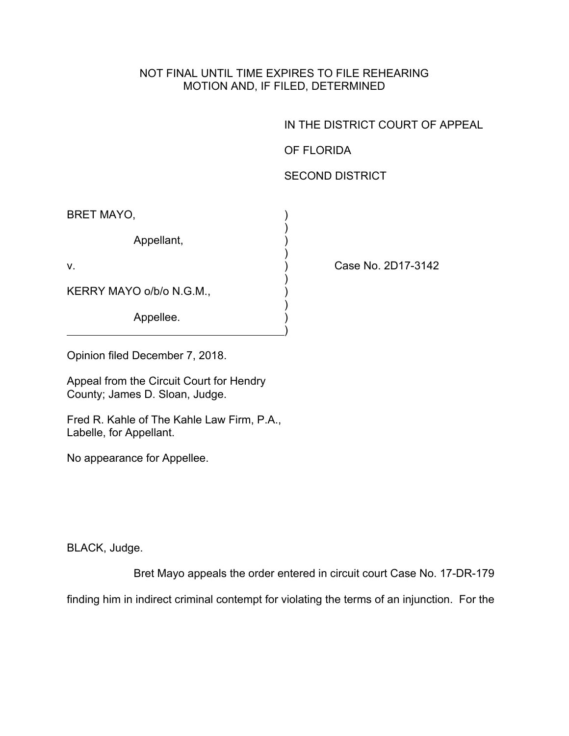NOT FINAL UNTIL TIME EXPIRES TO FILE REHEARING MOTION AND, IF FILED, DETERMINED

IN THE DISTRICT COURT OF APPEAL

OF FLORIDA

SECOND DISTRICT

BRET MAYO,

Appellant,

v.

KERRY MAYO o/b/o N.G.M.,

Appellee.

Case No. 2D17-3142

Opinion filed December 7, 2018.

Appeal from the Circuit Court for Hendry County; James D. Sloan, Judge.

Fred R. Kahle of The Kahle Law Firm, P.A., Labelle, for Appellant.

No appearance for Appellee.

BLACK, Judge.

Bret Mayo appeals the order entered in circuit court Case No. 17-DR-179 finding him in indirect criminal contempt for violating the terms of an injunction. For the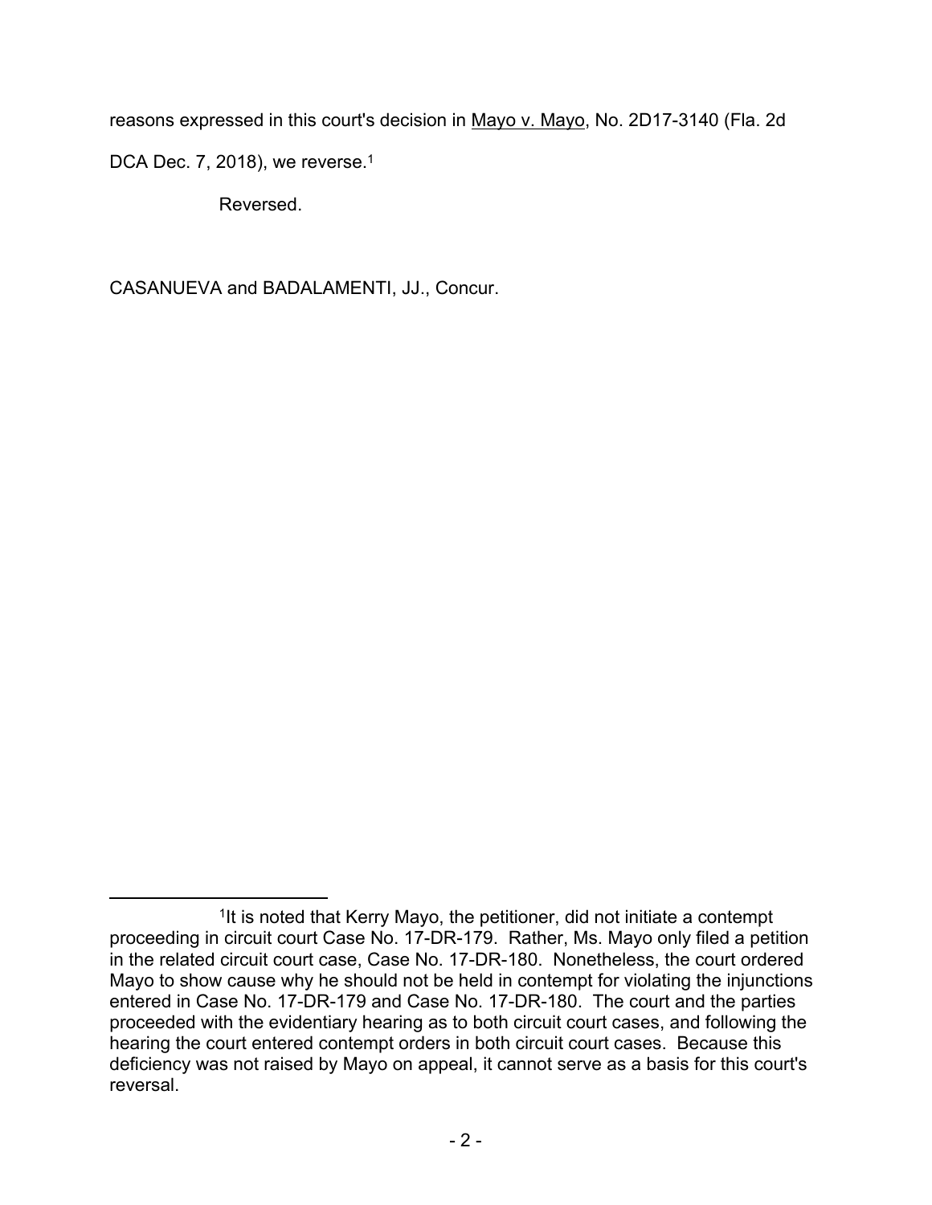reasons expressed in this court's decision in Mayo v. Mayo, No. 2D17-3140 (Fla. 2d DCA Dec. 7, 2018), we reverse.[1]

Reversed.

CASANUEVA and BADALAMENTI, JJ., Concur.

---

[1]It is noted that Kerry Mayo, the petitioner, did not initiate a contempt proceeding in circuit court Case No. 17-DR-179. Rather, Ms. Mayo only filed a petition in the related circuit court case, Case No. 17-DR-180. Nonetheless, the court ordered Mayo to show cause why he should not be held in contempt for violating the injunctions entered in Case No. 17-DR-179 and Case No. 17-DR-180. The court and the parties proceeded with the evidentiary hearing as to both circuit court cases, and following the hearing the court entered contempt orders in both circuit court cases. Because this deficiency was not raised by Mayo on appeal, it cannot serve as a basis for this court's reversal.